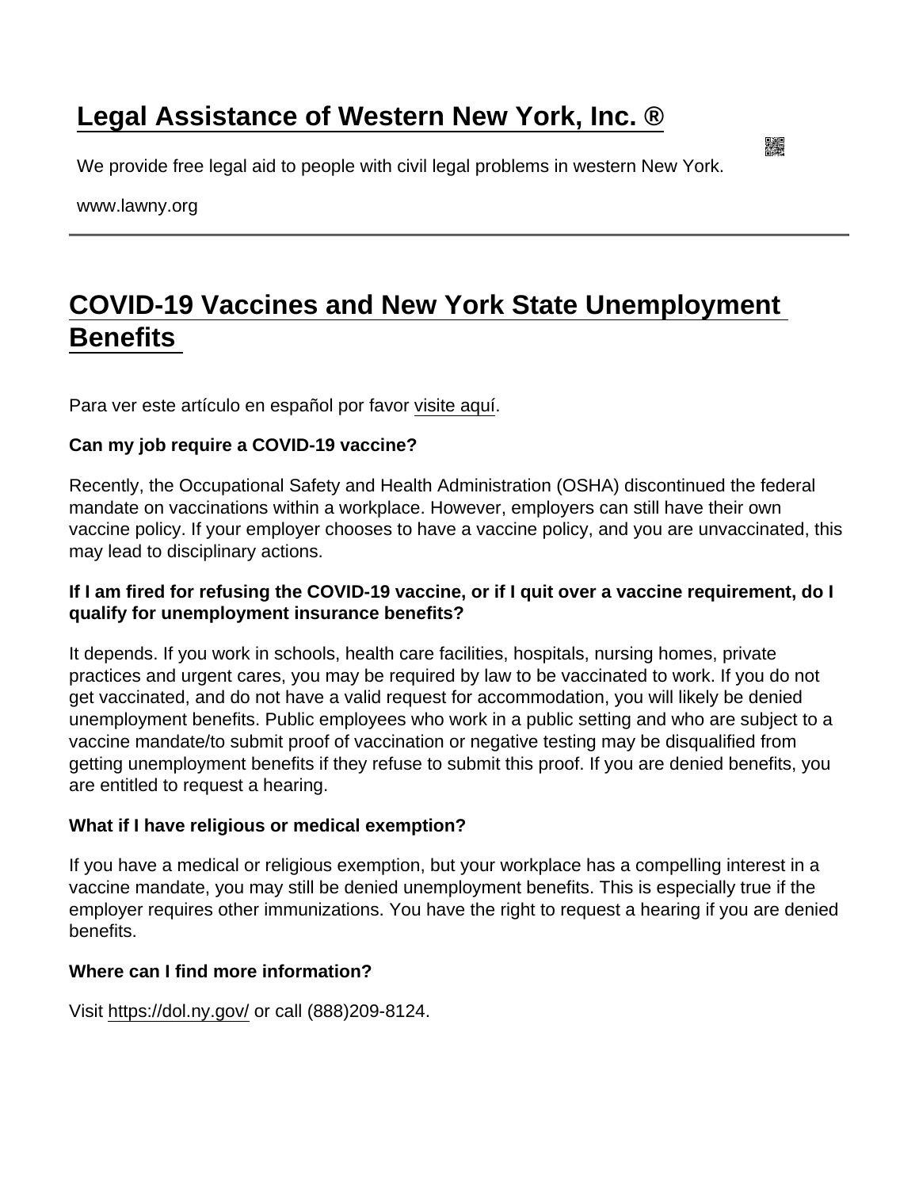# Legal Assistance of Western New York, Inc. ®

We provide free legal aid to people with civil legal problems in western New York.

www.lawny.org

## COVID-19 Vaccines and New York State Unemployment Benefits

Para ver este artículo en español por favor visite aquí.

**Can my job require a COVID-19 vaccine?**

Recently, the Occupational Safety and Health Administration (OSHA) discontinued the federal mandate on vaccinations within a workplace. However, employers can still have their own vaccine policy. If your employer chooses to have a vaccine policy, and you are unvaccinated, this may lead to disciplinary actions.

**If I am fired for refusing the COVID-19 vaccine, or if I quit over a vaccine requirement, do I qualify for unemployment insurance benefits?**

It depends. If you work in schools, health care facilities, hospitals, nursing homes, private practices and urgent cares, you may be required by law to be vaccinated to work. If you do not get vaccinated, and do not have a valid request for accommodation, you will likely be denied unemployment benefits. Public employees who work in a public setting and who are subject to a vaccine mandate/to submit proof of vaccination or negative testing may be disqualified from getting unemployment benefits if they refuse to submit this proof. If you are denied benefits, you are entitled to request a hearing.

**What if I have religious or medical exemption?**

If you have a medical or religious exemption, but your workplace has a compelling interest in a vaccine mandate, you may still be denied unemployment benefits. This is especially true if the employer requires other immunizations. You have the right to request a hearing if you are denied benefits.

**Where can I find more information?**

Visit https://dol.ny.gov/ or call (888)209-8124.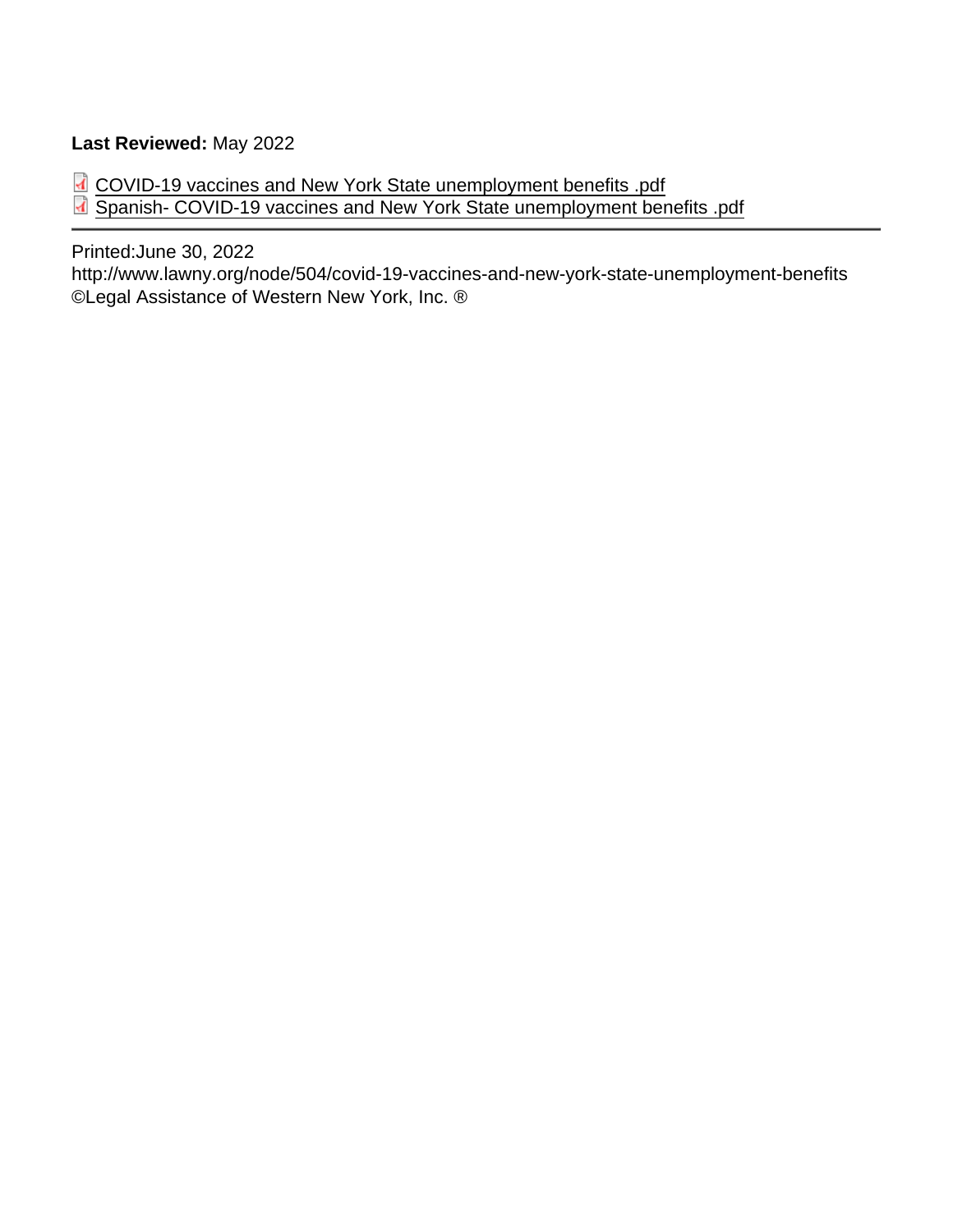**Last Reviewed:** May 2022

- COVID-19 vaccines and New York State unemployment benefits .pdf
- Spanish- COVID-19 vaccines and New York State unemployment benefits .pdf

---

Printed:June 30, 2022
http://www.lawny.org/node/504/covid-19-vaccines-and-new-york-state-unemployment-benefits
©Legal Assistance of Western New York, Inc. ®